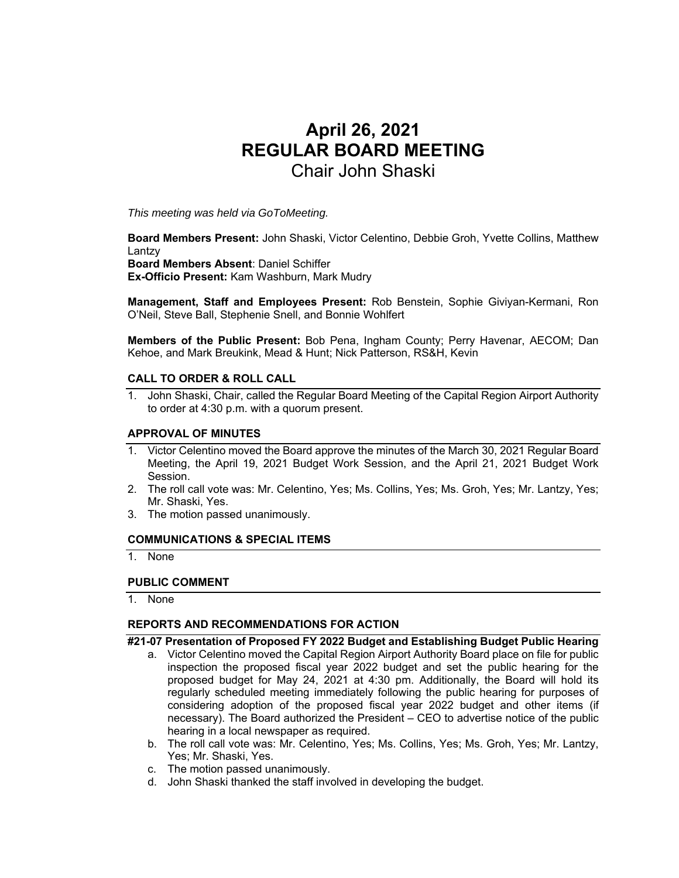# April 26, 2021
# REGULAR BOARD MEETING
## Chair John Shaski

*This meeting was held via GoToMeeting.*

**Board Members Present:** John Shaski, Victor Celentino, Debbie Groh, Yvette Collins, Matthew Lantzy
**Board Members Absent**: Daniel Schiffer
**Ex-Officio Present:** Kam Washburn, Mark Mudry

**Management, Staff and Employees Present:** Rob Benstein, Sophie Giviyan-Kermani, Ron O'Neil, Steve Ball, Stephenie Snell, and Bonnie Wohlfert

**Members of the Public Present:** Bob Pena, Ingham County; Perry Havenar, AECOM; Dan Kehoe, and Mark Breukink, Mead & Hunt; Nick Patterson, RS&H, Kevin

### CALL TO ORDER & ROLL CALL

1. John Shaski, Chair, called the Regular Board Meeting of the Capital Region Airport Authority to order at 4:30 p.m. with a quorum present.

### APPROVAL OF MINUTES

1. Victor Celentino moved the Board approve the minutes of the March 30, 2021 Regular Board Meeting, the April 19, 2021 Budget Work Session, and the April 21, 2021 Budget Work Session.
2. The roll call vote was: Mr. Celentino, Yes; Ms. Collins, Yes; Ms. Groh, Yes; Mr. Lantzy, Yes; Mr. Shaski, Yes.
3. The motion passed unanimously.

### COMMUNICATIONS & SPECIAL ITEMS

1. None

### PUBLIC COMMENT

1. None

### REPORTS AND RECOMMENDATIONS FOR ACTION

**#21-07 Presentation of Proposed FY 2022 Budget and Establishing Budget Public Hearing**

a. Victor Celentino moved the Capital Region Airport Authority Board place on file for public inspection the proposed fiscal year 2022 budget and set the public hearing for the proposed budget for May 24, 2021 at 4:30 pm. Additionally, the Board will hold its regularly scheduled meeting immediately following the public hearing for purposes of considering adoption of the proposed fiscal year 2022 budget and other items (if necessary). The Board authorized the President – CEO to advertise notice of the public hearing in a local newspaper as required.
b. The roll call vote was: Mr. Celentino, Yes; Ms. Collins, Yes; Ms. Groh, Yes; Mr. Lantzy, Yes; Mr. Shaski, Yes.
c. The motion passed unanimously.
d. John Shaski thanked the staff involved in developing the budget.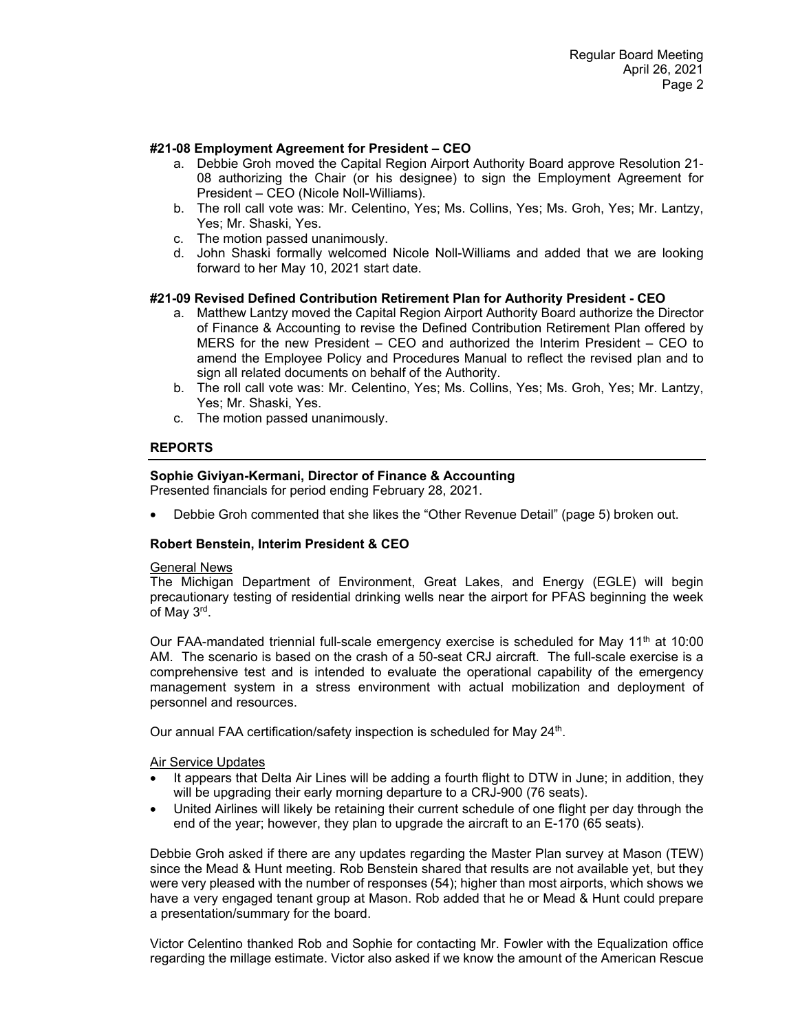**#21-08 Employment Agreement for President – CEO**

a. Debbie Groh moved the Capital Region Airport Authority Board approve Resolution 21-08 authorizing the Chair (or his designee) to sign the Employment Agreement for President – CEO (Nicole Noll-Williams).
b. The roll call vote was: Mr. Celentino, Yes; Ms. Collins, Yes; Ms. Groh, Yes; Mr. Lantzy, Yes; Mr. Shaski, Yes.
c. The motion passed unanimously.
d. John Shaski formally welcomed Nicole Noll-Williams and added that we are looking forward to her May 10, 2021 start date.

**#21-09 Revised Defined Contribution Retirement Plan for Authority President - CEO**

a. Matthew Lantzy moved the Capital Region Airport Authority Board authorize the Director of Finance & Accounting to revise the Defined Contribution Retirement Plan offered by MERS for the new President – CEO and authorized the Interim President – CEO to amend the Employee Policy and Procedures Manual to reflect the revised plan and to sign all related documents on behalf of the Authority.
b. The roll call vote was: Mr. Celentino, Yes; Ms. Collins, Yes; Ms. Groh, Yes; Mr. Lantzy, Yes; Mr. Shaski, Yes.
c. The motion passed unanimously.

## REPORTS

**Sophie Giviyan-Kermani, Director of Finance & Accounting**
Presented financials for period ending February 28, 2021.

- Debbie Groh commented that she likes the "Other Revenue Detail" (page 5) broken out.

**Robert Benstein, Interim President & CEO**

General News

The Michigan Department of Environment, Great Lakes, and Energy (EGLE) will begin precautionary testing of residential drinking wells near the airport for PFAS beginning the week of May 3rd.

Our FAA-mandated triennial full-scale emergency exercise is scheduled for May 11th at 10:00 AM. The scenario is based on the crash of a 50-seat CRJ aircraft. The full-scale exercise is a comprehensive test and is intended to evaluate the operational capability of the emergency management system in a stress environment with actual mobilization and deployment of personnel and resources.

Our annual FAA certification/safety inspection is scheduled for May 24th.

Air Service Updates

- It appears that Delta Air Lines will be adding a fourth flight to DTW in June; in addition, they will be upgrading their early morning departure to a CRJ-900 (76 seats).
- United Airlines will likely be retaining their current schedule of one flight per day through the end of the year; however, they plan to upgrade the aircraft to an E-170 (65 seats).

Debbie Groh asked if there are any updates regarding the Master Plan survey at Mason (TEW) since the Mead & Hunt meeting. Rob Benstein shared that results are not available yet, but they were very pleased with the number of responses (54); higher than most airports, which shows we have a very engaged tenant group at Mason. Rob added that he or Mead & Hunt could prepare a presentation/summary for the board.

Victor Celentino thanked Rob and Sophie for contacting Mr. Fowler with the Equalization office regarding the millage estimate. Victor also asked if we know the amount of the American Rescue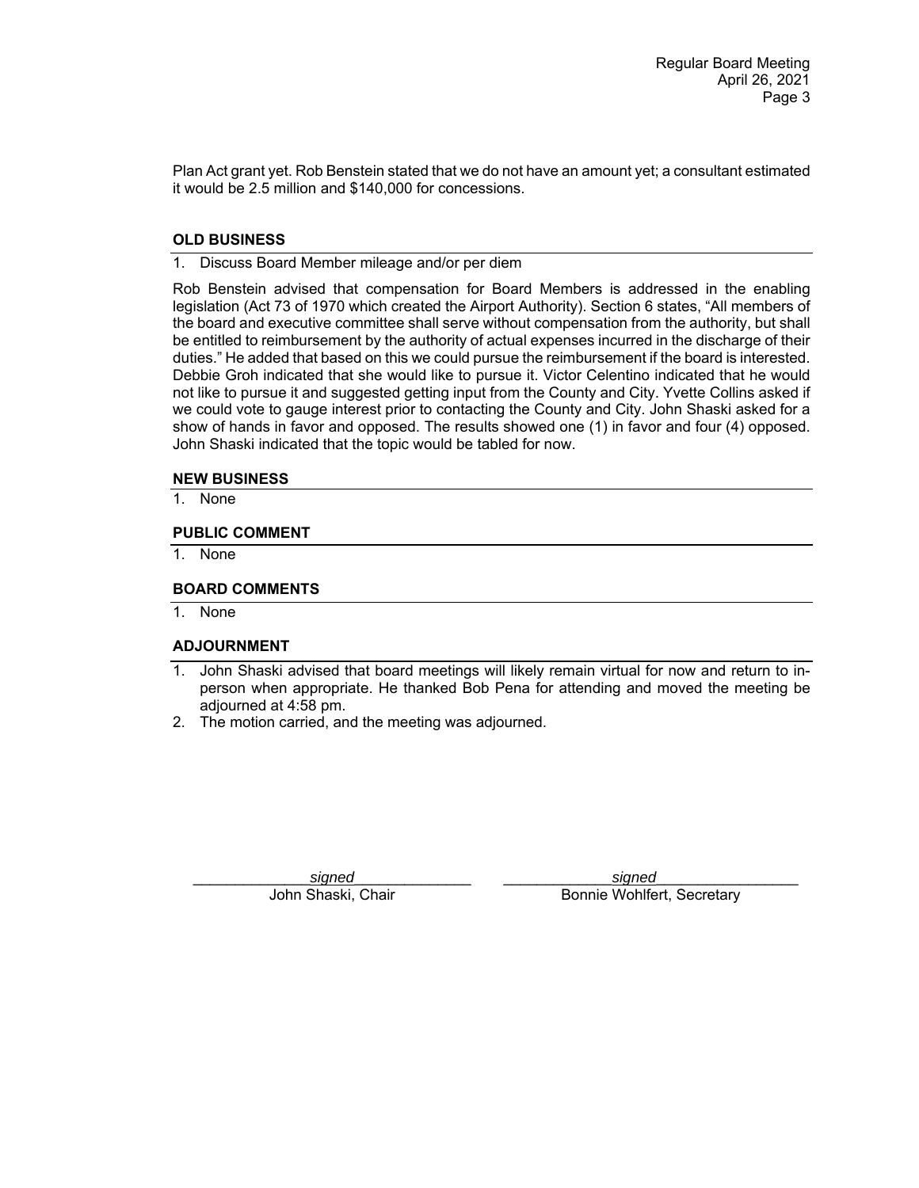Plan Act grant yet. Rob Benstein stated that we do not have an amount yet; a consultant estimated it would be 2.5 million and $140,000 for concessions.

## OLD BUSINESS

1. Discuss Board Member mileage and/or per diem

Rob Benstein advised that compensation for Board Members is addressed in the enabling legislation (Act 73 of 1970 which created the Airport Authority). Section 6 states, "All members of the board and executive committee shall serve without compensation from the authority, but shall be entitled to reimbursement by the authority of actual expenses incurred in the discharge of their duties." He added that based on this we could pursue the reimbursement if the board is interested. Debbie Groh indicated that she would like to pursue it. Victor Celentino indicated that he would not like to pursue it and suggested getting input from the County and City. Yvette Collins asked if we could vote to gauge interest prior to contacting the County and City. John Shaski asked for a show of hands in favor and opposed. The results showed one (1) in favor and four (4) opposed. John Shaski indicated that the topic would be tabled for now.

## NEW BUSINESS

1. None

## PUBLIC COMMENT

1. None

## BOARD COMMENTS

1. None

## ADJOURNMENT

1. John Shaski advised that board meetings will likely remain virtual for now and return to in-person when appropriate. He thanked Bob Pena for attending and moved the meeting be adjourned at 4:58 pm.
2. The motion carried, and the meeting was adjourned.

*signed*
John Shaski, Chair

*signed*
Bonnie Wohlfert, Secretary